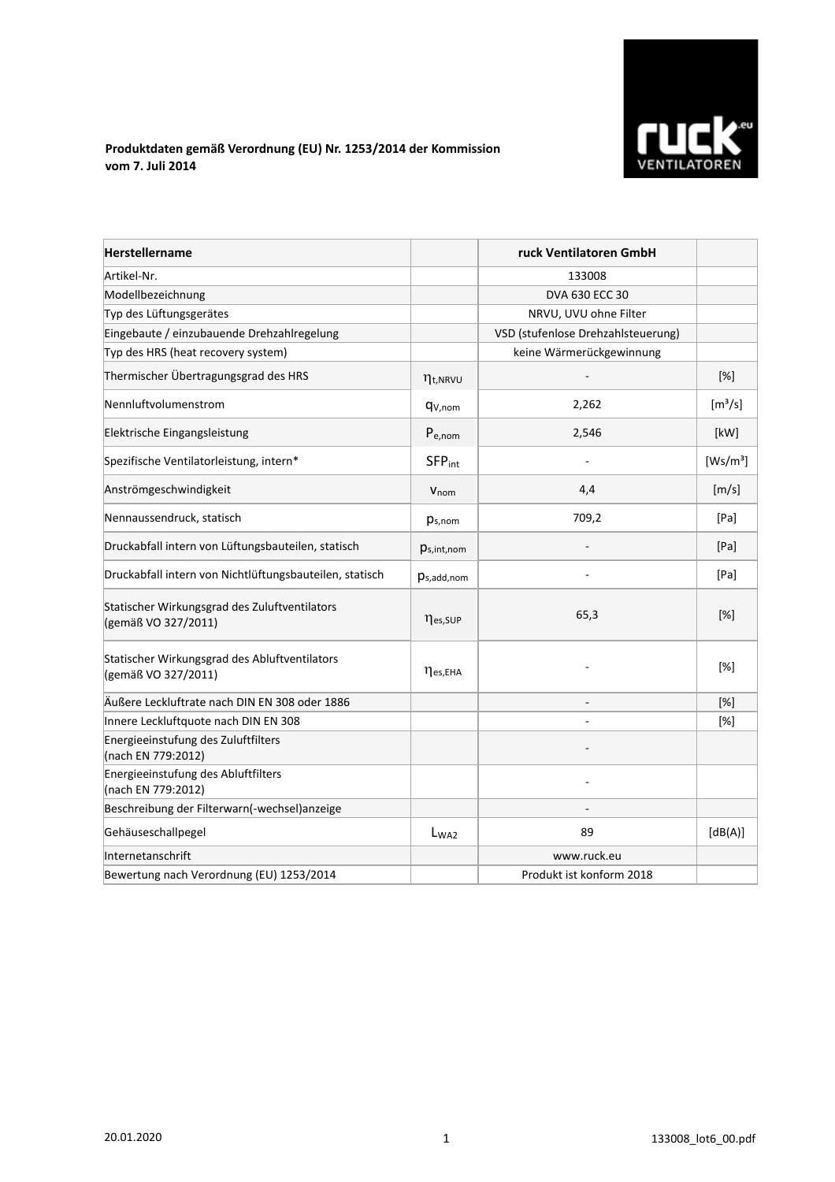**Produktdaten gemäß Verordnung (EU) Nr. 1253/2014 der Kommission vom 7. Juli 2014**

| Herstellername | | ruck Ventilatoren GmbH | |
|---|---|---|---|
| Artikel-Nr. | | 133008 | |
| Modellbezeichnung | | DVA 630 ECC 30 | |
| Typ des Lüftungsgerätes | | NRVU, UVU ohne Filter | |
| Eingebaute / einzubauende Drehzahlregelung | | VSD (stufenlose Drehzahlsteuerung) | |
| Typ des HRS (heat recovery system) | | keine Wärmerückgewinnung | |
| Thermischer Übertragungsgrad des HRS | $\eta_{t,NRVU}$ | - | [%] |
| Nennluftvolumenstrom | $q_{V,nom}$ | 2,262 | [m³/s] |
| Elektrische Eingangsleistung | $P_{e,nom}$ | 2,546 | [kW] |
| Spezifische Ventilatorleistung, intern* | $SFP_{int}$ | - | [Ws/m³] |
| Anströmgeschwindigkeit | $v_{nom}$ | 4,4 | [m/s] |
| Nennaussendruck, statisch | $p_{s,nom}$ | 709,2 | [Pa] |
| Druckabfall intern von Lüftungsbauteilen, statisch | $p_{s,int,nom}$ | - | [Pa] |
| Druckabfall intern von Nichtlüftungsbauteilen, statisch | $p_{s,add,nom}$ | - | [Pa] |
| Statischer Wirkungsgrad des Zuluftventilators (gemäß VO 327/2011) | $\eta_{es,SUP}$ | 65,3 | [%] |
| Statischer Wirkungsgrad des Abluftventilators (gemäß VO 327/2011) | $\eta_{es,EHA}$ | - | [%] |
| Äußere Leckluftrate nach DIN EN 308 oder 1886 | | - | [%] |
| Innere Leckluftquote nach DIN EN 308 | | - | [%] |
| Energieeinstufung des Zuluftfilters (nach EN 779:2012) | | - | |
| Energieeinstufung des Abluftfilters (nach EN 779:2012) | | - | |
| Beschreibung der Filterwarn(-wechsel)anzeige | | - | |
| Gehäuseschallpegel | $L_{WA2}$ | 89 | [dB(A)] |
| Internetanschrift | | www.ruck.eu | |
| Bewertung nach Verordnung (EU) 1253/2014 | | Produkt ist konform 2018 | |

20.01.2020 133008_lot6_00.pdf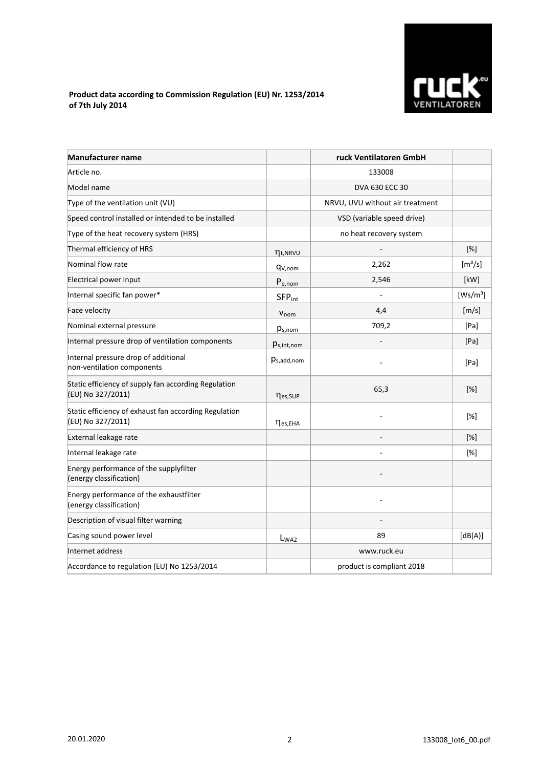**Product data according to Commission Regulation (EU) Nr. 1253/2014 of 7th July 2014**

| Manufacturer name | | ruck Ventilatoren GmbH | |
|---|---|---|---|
| Article no. | | 133008 | |
| Model name | | DVA 630 ECC 30 | |
| Type of the ventilation unit (VU) | | NRVU, UVU without air treatment | |
| Speed control installed or intended to be installed | | VSD (variable speed drive) | |
| Type of the heat recovery system (HRS) | | no heat recovery system | |
| Thermal efficiency of HRS | $\eta_{t,NRVU}$ | - | [%] |
| Nominal flow rate | $q_{V,nom}$ | 2,262 | [m³/s] |
| Electrical power input | $P_{e,nom}$ | 2,546 | [kW] |
| Internal specific fan power* | $SFP_{int}$ | - | [Ws/m³] |
| Face velocity | $v_{nom}$ | 4,4 | [m/s] |
| Nominal external pressure | $p_{s,nom}$ | 709,2 | [Pa] |
| Internal pressure drop of ventilation components | $p_{s,int,nom}$ | - | [Pa] |
| Internal pressure drop of additional non-ventilation components | $p_{s,add,nom}$ | - | [Pa] |
| Static efficiency of supply fan according Regulation (EU) No 327/2011) | $\eta_{es,SUP}$ | 65,3 | [%] |
| Static efficiency of exhaust fan according Regulation (EU) No 327/2011) | $\eta_{es,EHA}$ | - | [%] |
| External leakage rate | | - | [%] |
| Internal leakage rate | | - | [%] |
| Energy performance of the supplyfilter (energy classification) | | - | |
| Energy performance of the exhaustfilter (energy classification) | | - | |
| Description of visual filter warning | | - | |
| Casing sound power level | $L_{WA2}$ | 89 | [dB(A)] |
| Internet address | | www.ruck.eu | |
| Accordance to regulation (EU) No 1253/2014 | | product is compliant 2018 | |

20.01.2020

133008_lot6_00.pdf